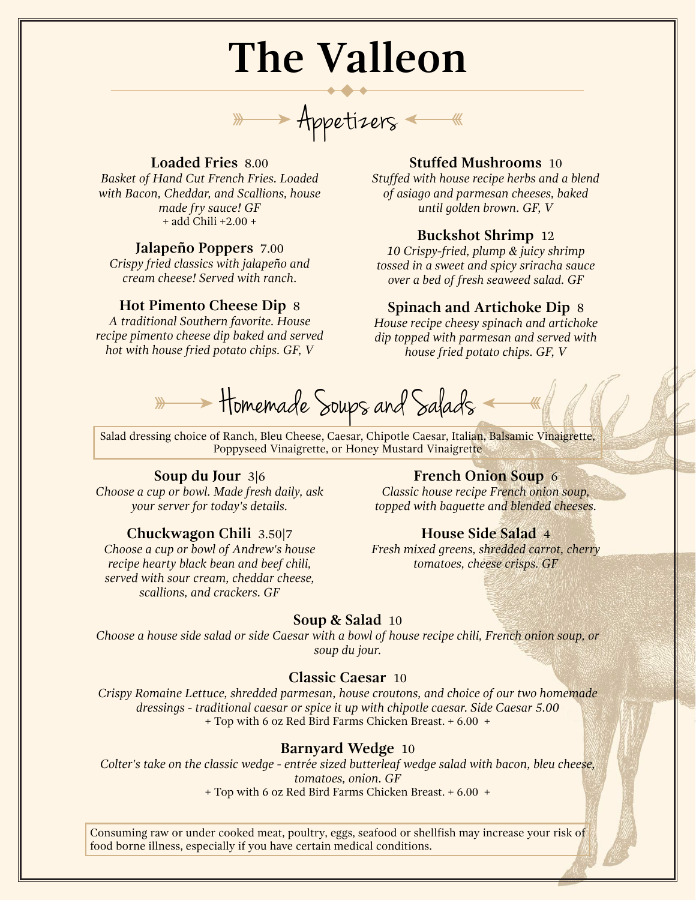# The Valleon

## Appetizers

**Loaded Fries** 8.00
*Basket of Hand Cut French Fries. Loaded with Bacon, Cheddar, and Scallions, house made fry sauce! GF*
+ add Chili +2.00 +

**Jalapeño Poppers** 7.00
*Crispy fried classics with jalapeño and cream cheese! Served with ranch.*

**Hot Pimento Cheese Dip** 8
*A traditional Southern favorite. House recipe pimento cheese dip baked and served hot with house fried potato chips. GF, V*

**Stuffed Mushrooms** 10
*Stuffed with house recipe herbs and a blend of asiago and parmesan cheeses, baked until golden brown. GF, V*

**Buckshot Shrimp** 12
*10 Crispy-fried, plump & juicy shrimp tossed in a sweet and spicy sriracha sauce over a bed of fresh seaweed salad. GF*

**Spinach and Artichoke Dip** 8
*House recipe cheesy spinach and artichoke dip topped with parmesan and served with house fried potato chips. GF, V*

## Homemade Soups and Salads

Salad dressing choice of Ranch, Bleu Cheese, Caesar, Chipotle Caesar, Italian, Balsamic Vinaigrette, Poppyseed Vinaigrette, or Honey Mustard Vinaigrette

**Soup du Jour** 3|6
*Choose a cup or bowl. Made fresh daily, ask your server for today's details.*

**Chuckwagon Chili** 3.50|7
*Choose a cup or bowl of Andrew's house recipe hearty black bean and beef chili, served with sour cream, cheddar cheese, scallions, and crackers. GF*

**French Onion Soup** 6
*Classic house recipe French onion soup, topped with baguette and blended cheeses.*

**House Side Salad** 4
*Fresh mixed greens, shredded carrot, cherry tomatoes, cheese crisps. GF*

**Soup & Salad** 10
*Choose a house side salad or side Caesar with a bowl of house recipe chili, French onion soup, or soup du jour.*

**Classic Caesar** 10
*Crispy Romaine Lettuce, shredded parmesan, house croutons, and choice of our two homemade dressings - traditional caesar or spice it up with chipotle caesar. Side Caesar 5.00*
+ Top with 6 oz Red Bird Farms Chicken Breast. + 6.00 +

**Barnyard Wedge** 10
*Colter's take on the classic wedge - entrée sized butterleaf wedge salad with bacon, bleu cheese, tomatoes, onion. GF*
+ Top with 6 oz Red Bird Farms Chicken Breast. + 6.00 +

Consuming raw or under cooked meat, poultry, eggs, seafood or shellfish may increase your risk of food borne illness, especially if you have certain medical conditions.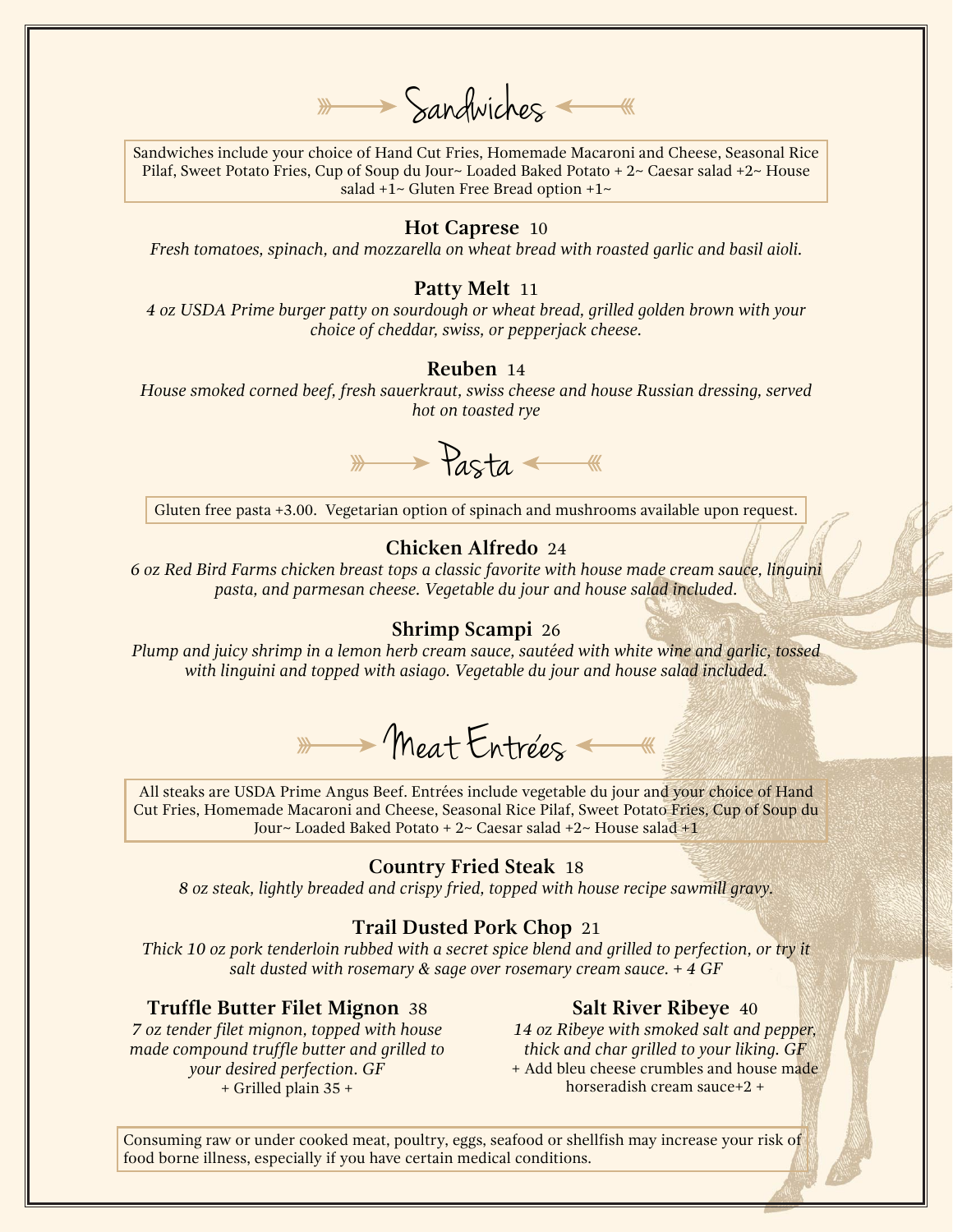# Sandwiches

Sandwiches include your choice of Hand Cut Fries, Homemade Macaroni and Cheese, Seasonal Rice Pilaf, Sweet Potato Fries, Cup of Soup du Jour~ Loaded Baked Potato + 2~ Caesar salad +2~ House salad +1~ Gluten Free Bread option +1~

**Hot Caprese** 10
*Fresh tomatoes, spinach, and mozzarella on wheat bread with roasted garlic and basil aioli.*

**Patty Melt** 11
*4 oz USDA Prime burger patty on sourdough or wheat bread, grilled golden brown with your choice of cheddar, swiss, or pepperjack cheese.*

**Reuben** 14
*House smoked corned beef, fresh sauerkraut, swiss cheese and house Russian dressing, served hot on toasted rye*

# Pasta

Gluten free pasta +3.00. Vegetarian option of spinach and mushrooms available upon request.

**Chicken Alfredo** 24
*6 oz Red Bird Farms chicken breast tops a classic favorite with house made cream sauce, linguini pasta, and parmesan cheese. Vegetable du jour and house salad included.*

**Shrimp Scampi** 26
*Plump and juicy shrimp in a lemon herb cream sauce, sautéed with white wine and garlic, tossed with linguini and topped with asiago. Vegetable du jour and house salad included.*

# Meat Entrées

All steaks are USDA Prime Angus Beef. Entrées include vegetable du jour and your choice of Hand Cut Fries, Homemade Macaroni and Cheese, Seasonal Rice Pilaf, Sweet Potato Fries, Cup of Soup du Jour~ Loaded Baked Potato + 2~ Caesar salad +2~ House salad +1

**Country Fried Steak** 18
*8 oz steak, lightly breaded and crispy fried, topped with house recipe sawmill gravy.*

**Trail Dusted Pork Chop** 21
*Thick 10 oz pork tenderloin rubbed with a secret spice blend and grilled to perfection, or try it salt dusted with rosemary & sage over rosemary cream sauce. + 4 GF*

**Truffle Butter Filet Mignon** 38
*7 oz tender filet mignon, topped with house made compound truffle butter and grilled to your desired perfection. GF*
+ Grilled plain 35 +

**Salt River Ribeye** 40
*14 oz Ribeye with smoked salt and pepper, thick and char grilled to your liking. GF*
+ Add bleu cheese crumbles and house made horseradish cream sauce+2 +

Consuming raw or under cooked meat, poultry, eggs, seafood or shellfish may increase your risk of food borne illness, especially if you have certain medical conditions.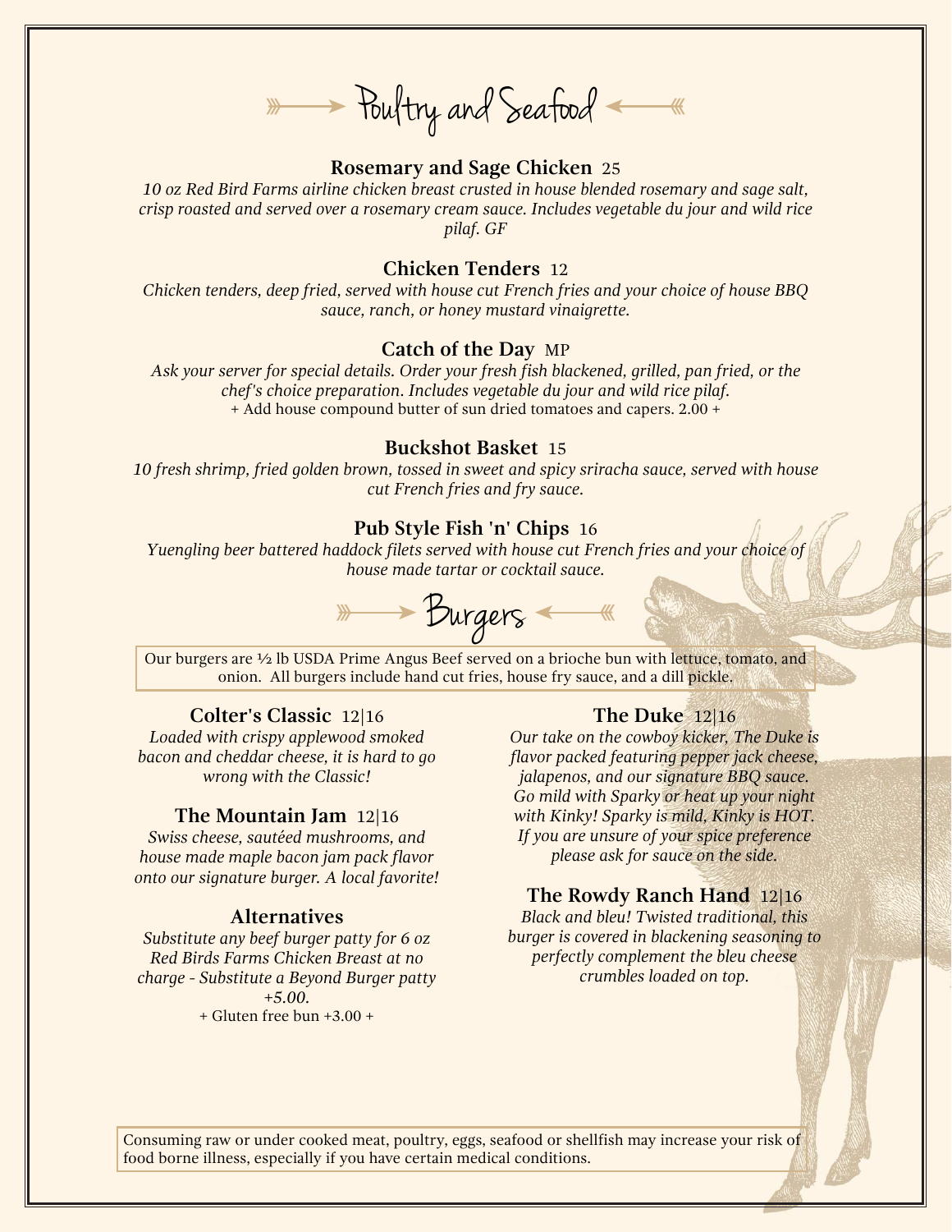## Poultry and Seafood

### Rosemary and Sage Chicken 25

*10 oz Red Bird Farms airline chicken breast crusted in house blended rosemary and sage salt, crisp roasted and served over a rosemary cream sauce. Includes vegetable du jour and wild rice pilaf. GF*

### Chicken Tenders 12

*Chicken tenders, deep fried, served with house cut French fries and your choice of house BBQ sauce, ranch, or honey mustard vinaigrette.*

### Catch of the Day MP

*Ask your server for special details. Order your fresh fish blackened, grilled, pan fried, or the chef's choice preparation. Includes vegetable du jour and wild rice pilaf.*

+ Add house compound butter of sun dried tomatoes and capers. 2.00 +

### Buckshot Basket 15

*10 fresh shrimp, fried golden brown, tossed in sweet and spicy sriracha sauce, served with house cut French fries and fry sauce.*

### Pub Style Fish 'n' Chips 16

*Yuengling beer battered haddock filets served with house cut French fries and your choice of house made tartar or cocktail sauce.*

## Burgers

Our burgers are ½ lb USDA Prime Angus Beef served on a brioche bun with lettuce, tomato, and onion. All burgers include hand cut fries, house fry sauce, and a dill pickle.

### Colter's Classic 12|16

*Loaded with crispy applewood smoked bacon and cheddar cheese, it is hard to go wrong with the Classic!*

### The Mountain Jam 12|16

*Swiss cheese, sautéed mushrooms, and house made maple bacon jam pack flavor onto our signature burger. A local favorite!*

### Alternatives

*Substitute any beef burger patty for 6 oz Red Birds Farms Chicken Breast at no charge - Substitute a Beyond Burger patty +5.00.*

+ Gluten free bun +3.00 +

### The Duke 12|16

*Our take on the cowboy kicker, The Duke is flavor packed featuring pepper jack cheese, jalapenos, and our signature BBQ sauce. Go mild with Sparky or heat up your night with Kinky! Sparky is mild, Kinky is HOT. If you are unsure of your spice preference please ask for sauce on the side.*

### The Rowdy Ranch Hand 12|16

*Black and bleu! Twisted traditional, this burger is covered in blackening seasoning to perfectly complement the bleu cheese crumbles loaded on top.*

Consuming raw or under cooked meat, poultry, eggs, seafood or shellfish may increase your risk of food borne illness, especially if you have certain medical conditions.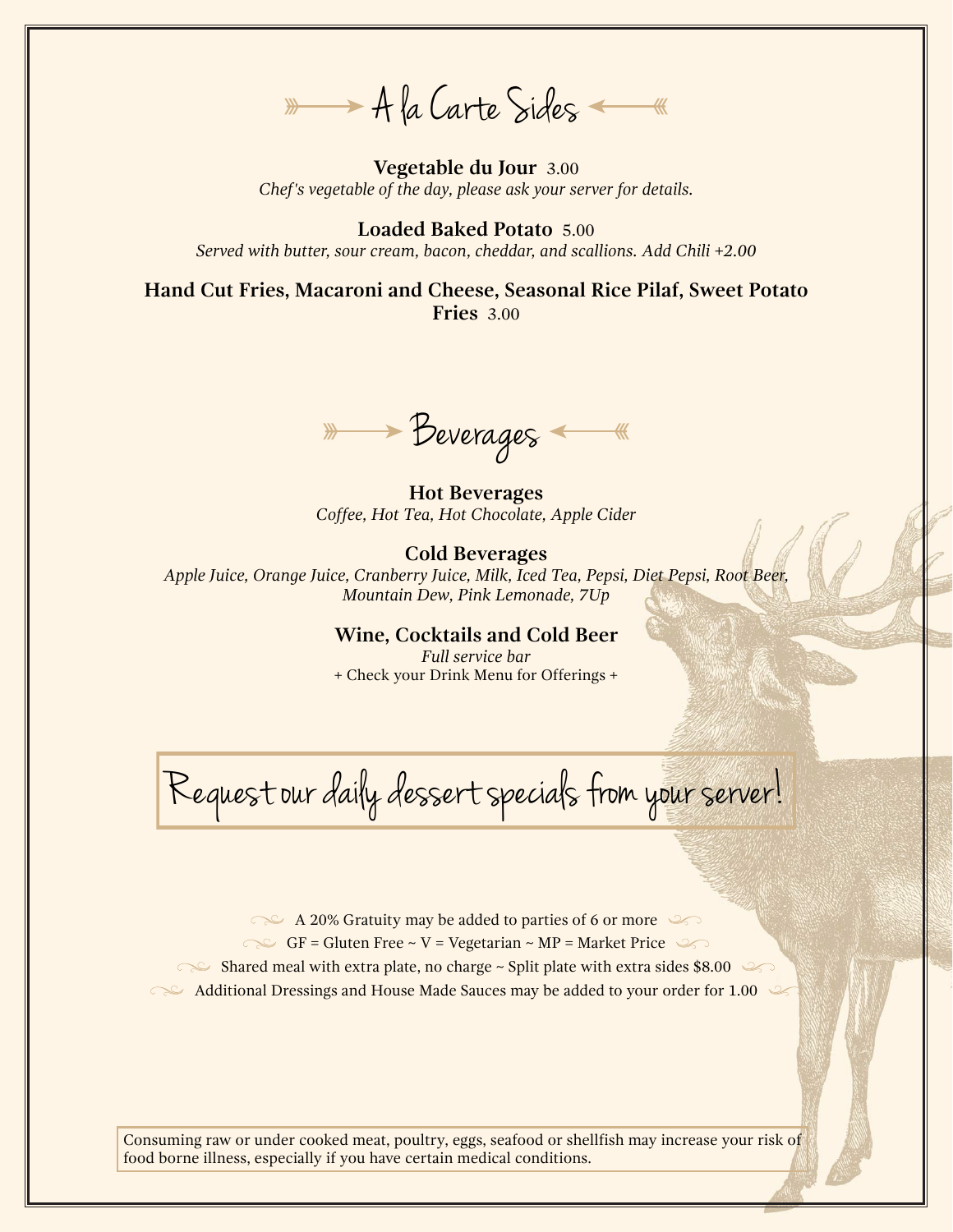## A la Carte Sides

**Vegetable du Jour** 3.00
*Chef's vegetable of the day, please ask your server for details.*

**Loaded Baked Potato** 5.00
*Served with butter, sour cream, bacon, cheddar, and scallions. Add Chili +2.00*

**Hand Cut Fries, Macaroni and Cheese, Seasonal Rice Pilaf, Sweet Potato Fries** 3.00

## Beverages

**Hot Beverages**
*Coffee, Hot Tea, Hot Chocolate, Apple Cider*

**Cold Beverages**
*Apple Juice, Orange Juice, Cranberry Juice, Milk, Iced Tea, Pepsi, Diet Pepsi, Root Beer, Mountain Dew, Pink Lemonade, 7Up*

**Wine, Cocktails and Cold Beer**
*Full service bar*
+ Check your Drink Menu for Offerings +

Request our daily dessert specials from your server!

A 20% Gratuity may be added to parties of 6 or more

GF = Gluten Free ~ V = Vegetarian ~ MP = Market Price

Shared meal with extra plate, no charge ~ Split plate with extra sides $8.00

Additional Dressings and House Made Sauces may be added to your order for 1.00

Consuming raw or under cooked meat, poultry, eggs, seafood or shellfish may increase your risk of food borne illness, especially if you have certain medical conditions.